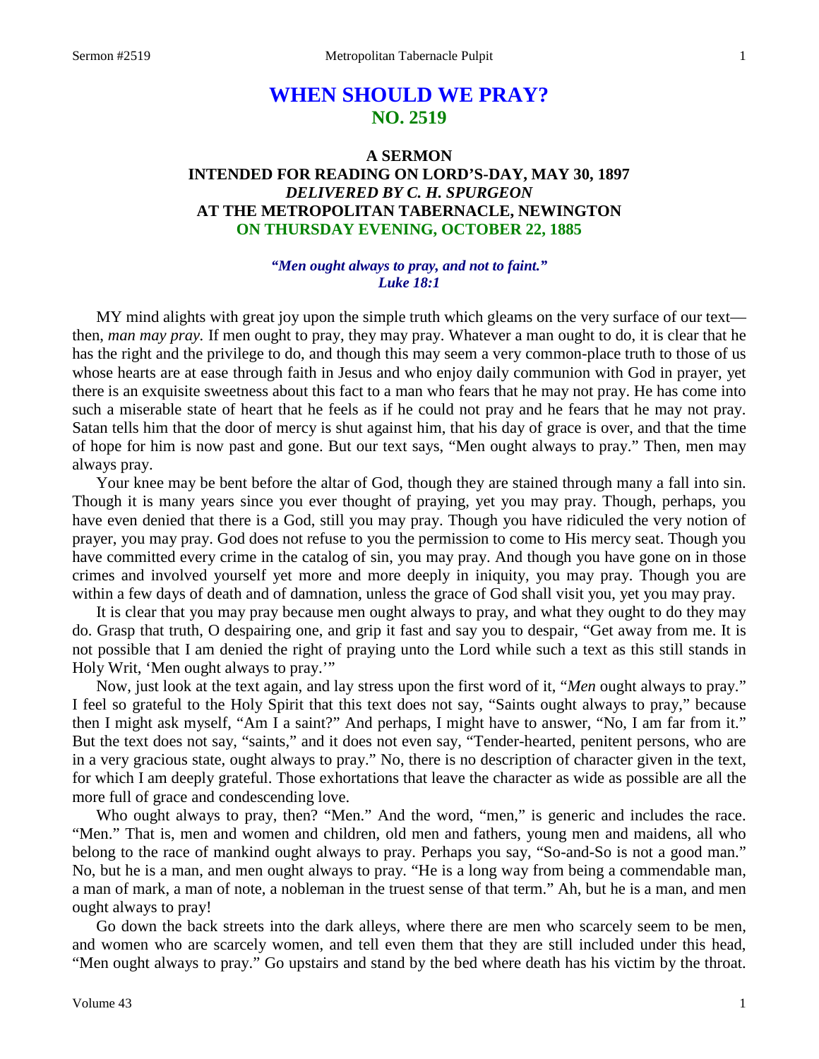# WHEN SHOULD WE PRAY?
## NO. 2519

### A SERMON
### INTENDED FOR READING ON LORD'S-DAY, MAY 30, 1897
### *DELIVERED BY C. H. SPURGEON*
### AT THE METROPOLITAN TABERNACLE, NEWINGTON
### ON THURSDAY EVENING, OCTOBER 22, 1885

*"Men ought always to pray, and not to faint."*
*Luke 18:1*

MY mind alights with great joy upon the simple truth which gleams on the very surface of our text—then, *man may pray.* If men ought to pray, they may pray. Whatever a man ought to do, it is clear that he has the right and the privilege to do, and though this may seem a very common-place truth to those of us whose hearts are at ease through faith in Jesus and who enjoy daily communion with God in prayer, yet there is an exquisite sweetness about this fact to a man who fears that he may not pray. He has come into such a miserable state of heart that he feels as if he could not pray and he fears that he may not pray. Satan tells him that the door of mercy is shut against him, that his day of grace is over, and that the time of hope for him is now past and gone. But our text says, "Men ought always to pray." Then, men may always pray.

Your knee may be bent before the altar of God, though they are stained through many a fall into sin. Though it is many years since you ever thought of praying, yet you may pray. Though, perhaps, you have even denied that there is a God, still you may pray. Though you have ridiculed the very notion of prayer, you may pray. God does not refuse to you the permission to come to His mercy seat. Though you have committed every crime in the catalog of sin, you may pray. And though you have gone on in those crimes and involved yourself yet more and more deeply in iniquity, you may pray. Though you are within a few days of death and of damnation, unless the grace of God shall visit you, yet you may pray.

It is clear that you may pray because men ought always to pray, and what they ought to do they may do. Grasp that truth, O despairing one, and grip it fast and say you to despair, "Get away from me. It is not possible that I am denied the right of praying unto the Lord while such a text as this still stands in Holy Writ, 'Men ought always to pray.'"

Now, just look at the text again, and lay stress upon the first word of it, "*Men* ought always to pray." I feel so grateful to the Holy Spirit that this text does not say, "Saints ought always to pray," because then I might ask myself, "Am I a saint?" And perhaps, I might have to answer, "No, I am far from it." But the text does not say, "saints," and it does not even say, "Tender-hearted, penitent persons, who are in a very gracious state, ought always to pray." No, there is no description of character given in the text, for which I am deeply grateful. Those exhortations that leave the character as wide as possible are all the more full of grace and condescending love.

Who ought always to pray, then? "Men." And the word, "men," is generic and includes the race. "Men." That is, men and women and children, old men and fathers, young men and maidens, all who belong to the race of mankind ought always to pray. Perhaps you say, "So-and-So is not a good man." No, but he is a man, and men ought always to pray. "He is a long way from being a commendable man, a man of mark, a man of note, a nobleman in the truest sense of that term." Ah, but he is a man, and men ought always to pray!

Go down the back streets into the dark alleys, where there are men who scarcely seem to be men, and women who are scarcely women, and tell even them that they are still included under this head, "Men ought always to pray." Go upstairs and stand by the bed where death has his victim by the throat.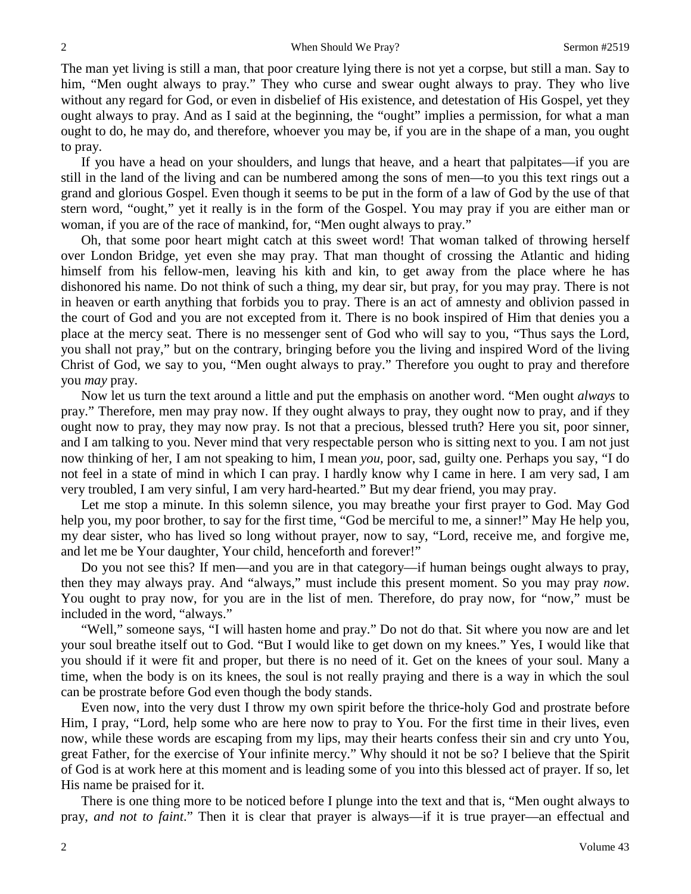The man yet living is still a man, that poor creature lying there is not yet a corpse, but still a man. Say to him, "Men ought always to pray." They who curse and swear ought always to pray. They who live without any regard for God, or even in disbelief of His existence, and detestation of His Gospel, yet they ought always to pray. And as I said at the beginning, the "ought" implies a permission, for what a man ought to do, he may do, and therefore, whoever you may be, if you are in the shape of a man, you ought to pray.

If you have a head on your shoulders, and lungs that heave, and a heart that palpitates—if you are still in the land of the living and can be numbered among the sons of men—to you this text rings out a grand and glorious Gospel. Even though it seems to be put in the form of a law of God by the use of that stern word, "ought," yet it really is in the form of the Gospel. You may pray if you are either man or woman, if you are of the race of mankind, for, "Men ought always to pray."

Oh, that some poor heart might catch at this sweet word! That woman talked of throwing herself over London Bridge, yet even she may pray. That man thought of crossing the Atlantic and hiding himself from his fellow-men, leaving his kith and kin, to get away from the place where he has dishonored his name. Do not think of such a thing, my dear sir, but pray, for you may pray. There is not in heaven or earth anything that forbids you to pray. There is an act of amnesty and oblivion passed in the court of God and you are not excepted from it. There is no book inspired of Him that denies you a place at the mercy seat. There is no messenger sent of God who will say to you, "Thus says the Lord, you shall not pray," but on the contrary, bringing before you the living and inspired Word of the living Christ of God, we say to you, "Men ought always to pray." Therefore you ought to pray and therefore you *may* pray.

Now let us turn the text around a little and put the emphasis on another word. "Men ought *always* to pray." Therefore, men may pray now. If they ought always to pray, they ought now to pray, and if they ought now to pray, they may now pray. Is not that a precious, blessed truth? Here you sit, poor sinner, and I am talking to you. Never mind that very respectable person who is sitting next to you. I am not just now thinking of her, I am not speaking to him, I mean *you,* poor, sad, guilty one. Perhaps you say, "I do not feel in a state of mind in which I can pray. I hardly know why I came in here. I am very sad, I am very troubled, I am very sinful, I am very hard-hearted." But my dear friend, you may pray.

Let me stop a minute. In this solemn silence, you may breathe your first prayer to God. May God help you, my poor brother, to say for the first time, "God be merciful to me, a sinner!" May He help you, my dear sister, who has lived so long without prayer, now to say, "Lord, receive me, and forgive me, and let me be Your daughter, Your child, henceforth and forever!"

Do you not see this? If men—and you are in that category—if human beings ought always to pray, then they may always pray. And "always," must include this present moment. So you may pray *now*. You ought to pray now, for you are in the list of men. Therefore, do pray now, for "now," must be included in the word, "always."

"Well," someone says, "I will hasten home and pray." Do not do that. Sit where you now are and let your soul breathe itself out to God. "But I would like to get down on my knees." Yes, I would like that you should if it were fit and proper, but there is no need of it. Get on the knees of your soul. Many a time, when the body is on its knees, the soul is not really praying and there is a way in which the soul can be prostrate before God even though the body stands.

Even now, into the very dust I throw my own spirit before the thrice-holy God and prostrate before Him, I pray, "Lord, help some who are here now to pray to You. For the first time in their lives, even now, while these words are escaping from my lips, may their hearts confess their sin and cry unto You, great Father, for the exercise of Your infinite mercy." Why should it not be so? I believe that the Spirit of God is at work here at this moment and is leading some of you into this blessed act of prayer. If so, let His name be praised for it.

There is one thing more to be noticed before I plunge into the text and that is, "Men ought always to pray, *and not to faint*." Then it is clear that prayer is always—if it is true prayer—an effectual and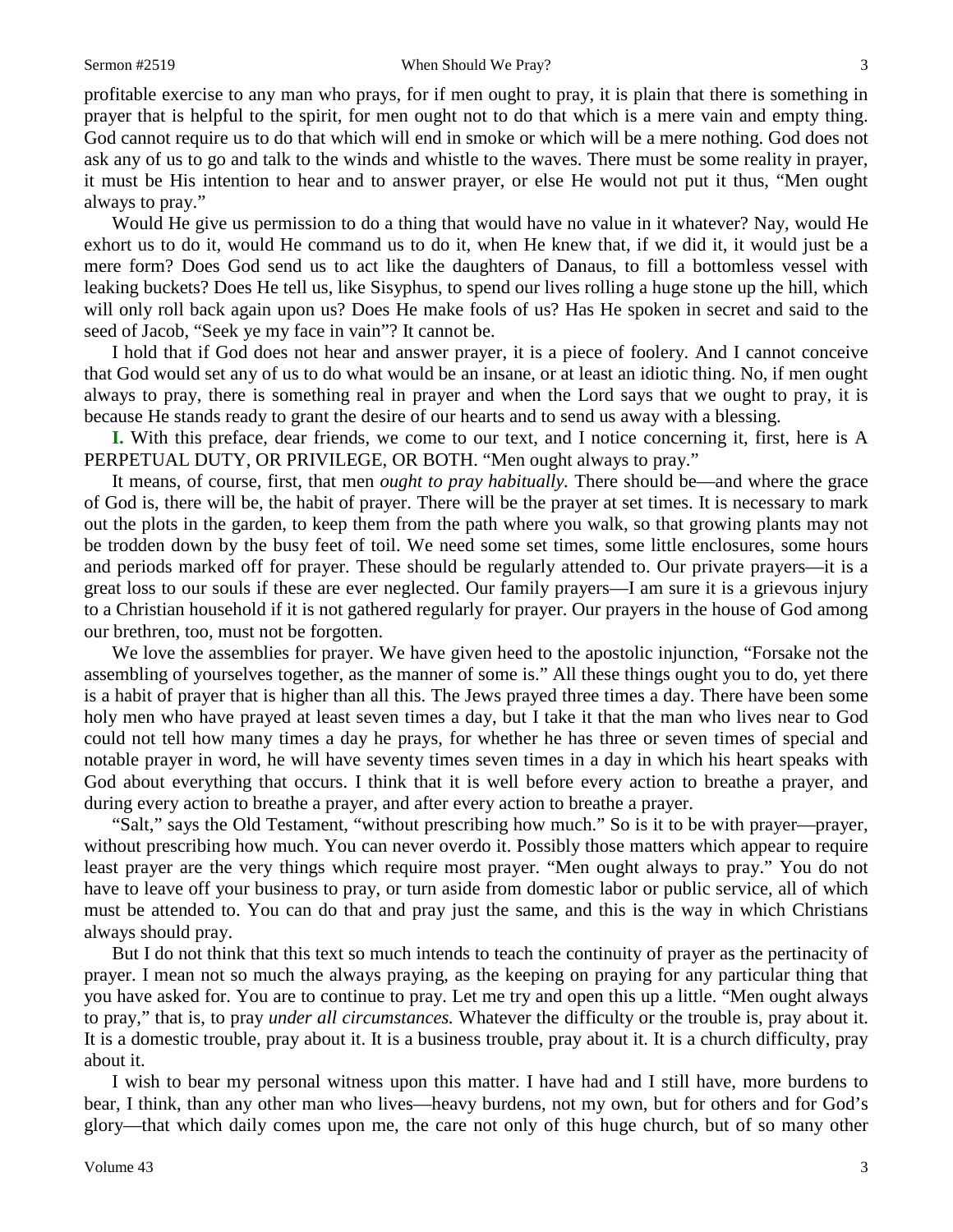profitable exercise to any man who prays, for if men ought to pray, it is plain that there is something in prayer that is helpful to the spirit, for men ought not to do that which is a mere vain and empty thing. God cannot require us to do that which will end in smoke or which will be a mere nothing. God does not ask any of us to go and talk to the winds and whistle to the waves. There must be some reality in prayer, it must be His intention to hear and to answer prayer, or else He would not put it thus, "Men ought always to pray."

Would He give us permission to do a thing that would have no value in it whatever? Nay, would He exhort us to do it, would He command us to do it, when He knew that, if we did it, it would just be a mere form? Does God send us to act like the daughters of Danaus, to fill a bottomless vessel with leaking buckets? Does He tell us, like Sisyphus, to spend our lives rolling a huge stone up the hill, which will only roll back again upon us? Does He make fools of us? Has He spoken in secret and said to the seed of Jacob, "Seek ye my face in vain"? It cannot be.

I hold that if God does not hear and answer prayer, it is a piece of foolery. And I cannot conceive that God would set any of us to do what would be an insane, or at least an idiotic thing. No, if men ought always to pray, there is something real in prayer and when the Lord says that we ought to pray, it is because He stands ready to grant the desire of our hearts and to send us away with a blessing.

**I.** With this preface, dear friends, we come to our text, and I notice concerning it, first, here is A PERPETUAL DUTY, OR PRIVILEGE, OR BOTH. "Men ought always to pray."

It means, of course, first, that men *ought to pray habitually.* There should be—and where the grace of God is, there will be, the habit of prayer. There will be the prayer at set times. It is necessary to mark out the plots in the garden, to keep them from the path where you walk, so that growing plants may not be trodden down by the busy feet of toil. We need some set times, some little enclosures, some hours and periods marked off for prayer. These should be regularly attended to. Our private prayers—it is a great loss to our souls if these are ever neglected. Our family prayers—I am sure it is a grievous injury to a Christian household if it is not gathered regularly for prayer. Our prayers in the house of God among our brethren, too, must not be forgotten.

We love the assemblies for prayer. We have given heed to the apostolic injunction, "Forsake not the assembling of yourselves together, as the manner of some is." All these things ought you to do, yet there is a habit of prayer that is higher than all this. The Jews prayed three times a day. There have been some holy men who have prayed at least seven times a day, but I take it that the man who lives near to God could not tell how many times a day he prays, for whether he has three or seven times of special and notable prayer in word, he will have seventy times seven times in a day in which his heart speaks with God about everything that occurs. I think that it is well before every action to breathe a prayer, and during every action to breathe a prayer, and after every action to breathe a prayer.

"Salt," says the Old Testament, "without prescribing how much." So is it to be with prayer—prayer, without prescribing how much. You can never overdo it. Possibly those matters which appear to require least prayer are the very things which require most prayer. "Men ought always to pray." You do not have to leave off your business to pray, or turn aside from domestic labor or public service, all of which must be attended to. You can do that and pray just the same, and this is the way in which Christians always should pray.

But I do not think that this text so much intends to teach the continuity of prayer as the pertinacity of prayer. I mean not so much the always praying, as the keeping on praying for any particular thing that you have asked for. You are to continue to pray. Let me try and open this up a little. "Men ought always to pray," that is, to pray *under all circumstances.* Whatever the difficulty or the trouble is, pray about it. It is a domestic trouble, pray about it. It is a business trouble, pray about it. It is a church difficulty, pray about it.

I wish to bear my personal witness upon this matter. I have had and I still have, more burdens to bear, I think, than any other man who lives—heavy burdens, not my own, but for others and for God's glory—that which daily comes upon me, the care not only of this huge church, but of so many other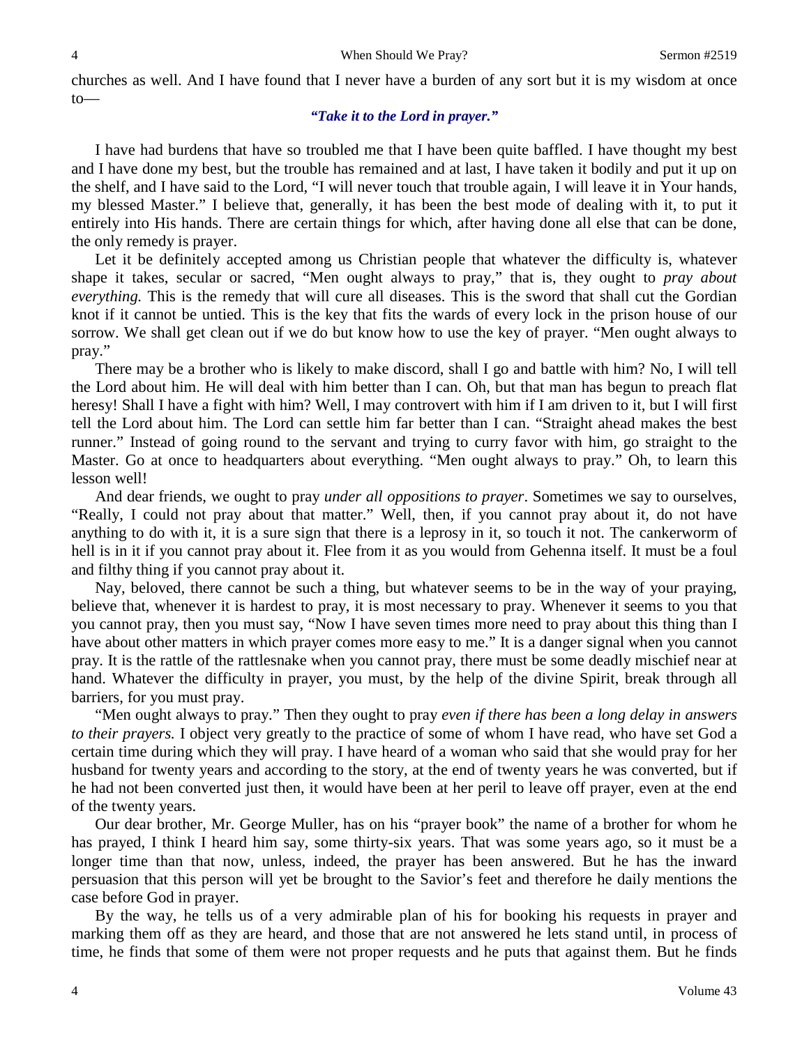churches as well. And I have found that I never have a burden of any sort but it is my wisdom at once to—

***"Take it to the Lord in prayer."***

I have had burdens that have so troubled me that I have been quite baffled. I have thought my best and I have done my best, but the trouble has remained and at last, I have taken it bodily and put it up on the shelf, and I have said to the Lord, "I will never touch that trouble again, I will leave it in Your hands, my blessed Master." I believe that, generally, it has been the best mode of dealing with it, to put it entirely into His hands. There are certain things for which, after having done all else that can be done, the only remedy is prayer.

Let it be definitely accepted among us Christian people that whatever the difficulty is, whatever shape it takes, secular or sacred, "Men ought always to pray," that is, they ought to *pray about everything.* This is the remedy that will cure all diseases. This is the sword that shall cut the Gordian knot if it cannot be untied. This is the key that fits the wards of every lock in the prison house of our sorrow. We shall get clean out if we do but know how to use the key of prayer. "Men ought always to pray."

There may be a brother who is likely to make discord, shall I go and battle with him? No, I will tell the Lord about him. He will deal with him better than I can. Oh, but that man has begun to preach flat heresy! Shall I have a fight with him? Well, I may controvert with him if I am driven to it, but I will first tell the Lord about him. The Lord can settle him far better than I can. "Straight ahead makes the best runner." Instead of going round to the servant and trying to curry favor with him, go straight to the Master. Go at once to headquarters about everything. "Men ought always to pray." Oh, to learn this lesson well!

And dear friends, we ought to pray *under all oppositions to prayer*. Sometimes we say to ourselves, "Really, I could not pray about that matter." Well, then, if you cannot pray about it, do not have anything to do with it, it is a sure sign that there is a leprosy in it, so touch it not. The cankerworm of hell is in it if you cannot pray about it. Flee from it as you would from Gehenna itself. It must be a foul and filthy thing if you cannot pray about it.

Nay, beloved, there cannot be such a thing, but whatever seems to be in the way of your praying, believe that, whenever it is hardest to pray, it is most necessary to pray. Whenever it seems to you that you cannot pray, then you must say, "Now I have seven times more need to pray about this thing than I have about other matters in which prayer comes more easy to me." It is a danger signal when you cannot pray. It is the rattle of the rattlesnake when you cannot pray, there must be some deadly mischief near at hand. Whatever the difficulty in prayer, you must, by the help of the divine Spirit, break through all barriers, for you must pray.

"Men ought always to pray." Then they ought to pray *even if there has been a long delay in answers to their prayers.* I object very greatly to the practice of some of whom I have read, who have set God a certain time during which they will pray. I have heard of a woman who said that she would pray for her husband for twenty years and according to the story, at the end of twenty years he was converted, but if he had not been converted just then, it would have been at her peril to leave off prayer, even at the end of the twenty years.

Our dear brother, Mr. George Muller, has on his "prayer book" the name of a brother for whom he has prayed, I think I heard him say, some thirty-six years. That was some years ago, so it must be a longer time than that now, unless, indeed, the prayer has been answered. But he has the inward persuasion that this person will yet be brought to the Savior's feet and therefore he daily mentions the case before God in prayer.

By the way, he tells us of a very admirable plan of his for booking his requests in prayer and marking them off as they are heard, and those that are not answered he lets stand until, in process of time, he finds that some of them were not proper requests and he puts that against them. But he finds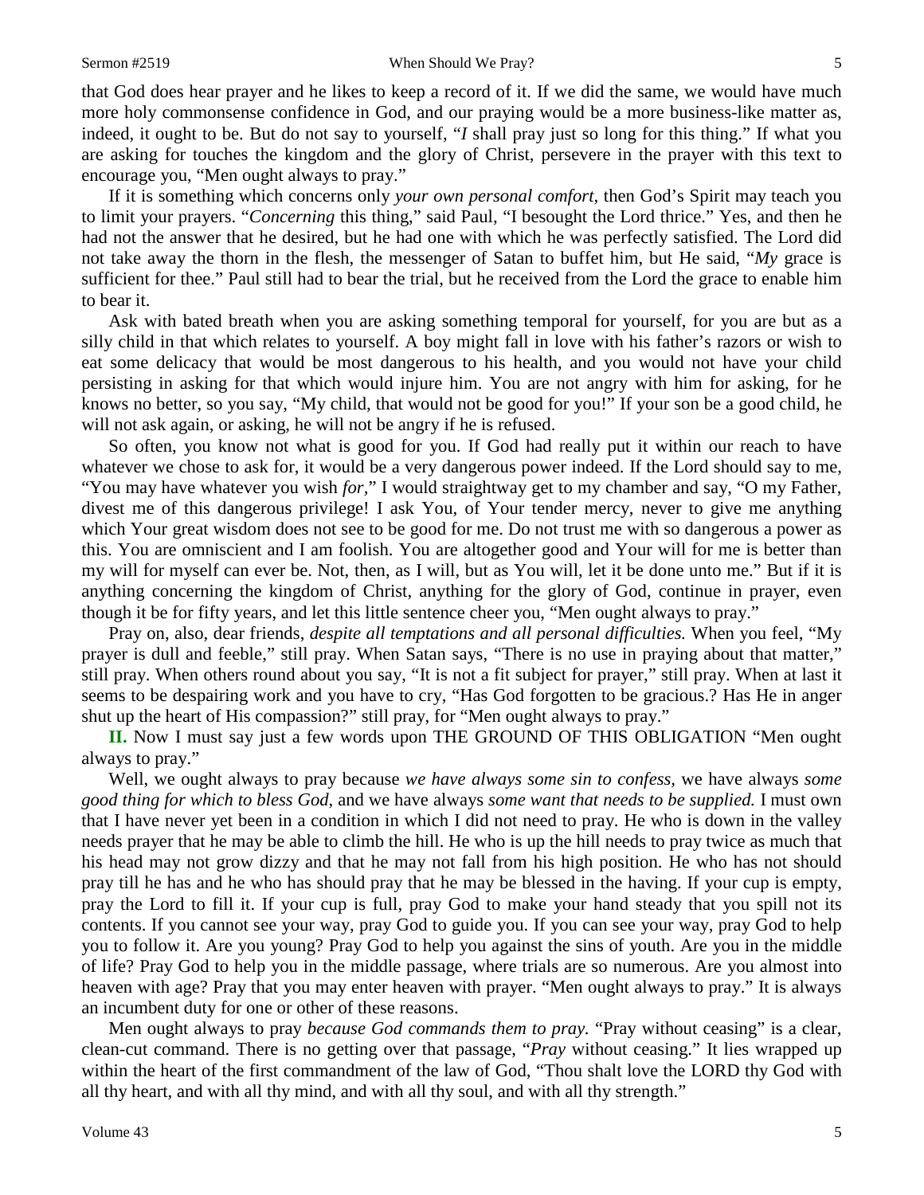that God does hear prayer and he likes to keep a record of it. If we did the same, we would have much more holy commonsense confidence in God, and our praying would be a more business-like matter as, indeed, it ought to be. But do not say to yourself, "*I* shall pray just so long for this thing." If what you are asking for touches the kingdom and the glory of Christ, persevere in the prayer with this text to encourage you, "Men ought always to pray."

If it is something which concerns only *your own personal comfort,* then God's Spirit may teach you to limit your prayers. "*Concerning* this thing," said Paul, "I besought the Lord thrice." Yes, and then he had not the answer that he desired, but he had one with which he was perfectly satisfied. The Lord did not take away the thorn in the flesh, the messenger of Satan to buffet him, but He said, "*My* grace is sufficient for thee." Paul still had to bear the trial, but he received from the Lord the grace to enable him to bear it.

Ask with bated breath when you are asking something temporal for yourself, for you are but as a silly child in that which relates to yourself. A boy might fall in love with his father's razors or wish to eat some delicacy that would be most dangerous to his health, and you would not have your child persisting in asking for that which would injure him. You are not angry with him for asking, for he knows no better, so you say, "My child, that would not be good for you!" If your son be a good child, he will not ask again, or asking, he will not be angry if he is refused.

So often, you know not what is good for you. If God had really put it within our reach to have whatever we chose to ask for, it would be a very dangerous power indeed. If the Lord should say to me, "You may have whatever you wish *for,*" I would straightway get to my chamber and say, "O my Father, divest me of this dangerous privilege! I ask You, of Your tender mercy, never to give me anything which Your great wisdom does not see to be good for me. Do not trust me with so dangerous a power as this. You are omniscient and I am foolish. You are altogether good and Your will for me is better than my will for myself can ever be. Not, then, as I will, but as You will, let it be done unto me." But if it is anything concerning the kingdom of Christ, anything for the glory of God, continue in prayer, even though it be for fifty years, and let this little sentence cheer you, "Men ought always to pray."

Pray on, also, dear friends, *despite all temptations and all personal difficulties.* When you feel, "My prayer is dull and feeble," still pray. When Satan says, "There is no use in praying about that matter," still pray. When others round about you say, "It is not a fit subject for prayer," still pray. When at last it seems to be despairing work and you have to cry, "Has God forgotten to be gracious.? Has He in anger shut up the heart of His compassion?" still pray, for "Men ought always to pray."

**II.** Now I must say just a few words upon THE GROUND OF THIS OBLIGATION "Men ought always to pray."

Well, we ought always to pray because *we have always some sin to confess,* we have always *some good thing for which to bless God*, and we have always *some want that needs to be supplied.* I must own that I have never yet been in a condition in which I did not need to pray. He who is down in the valley needs prayer that he may be able to climb the hill. He who is up the hill needs to pray twice as much that his head may not grow dizzy and that he may not fall from his high position. He who has not should pray till he has and he who has should pray that he may be blessed in the having. If your cup is empty, pray the Lord to fill it. If your cup is full, pray God to make your hand steady that you spill not its contents. If you cannot see your way, pray God to guide you. If you can see your way, pray God to help you to follow it. Are you young? Pray God to help you against the sins of youth. Are you in the middle of life? Pray God to help you in the middle passage, where trials are so numerous. Are you almost into heaven with age? Pray that you may enter heaven with prayer. "Men ought always to pray." It is always an incumbent duty for one or other of these reasons.

Men ought always to pray *because God commands them to pray.* "Pray without ceasing" is a clear, clean-cut command. There is no getting over that passage, "*Pray* without ceasing." It lies wrapped up within the heart of the first commandment of the law of God, "Thou shalt love the LORD thy God with all thy heart, and with all thy mind, and with all thy soul, and with all thy strength."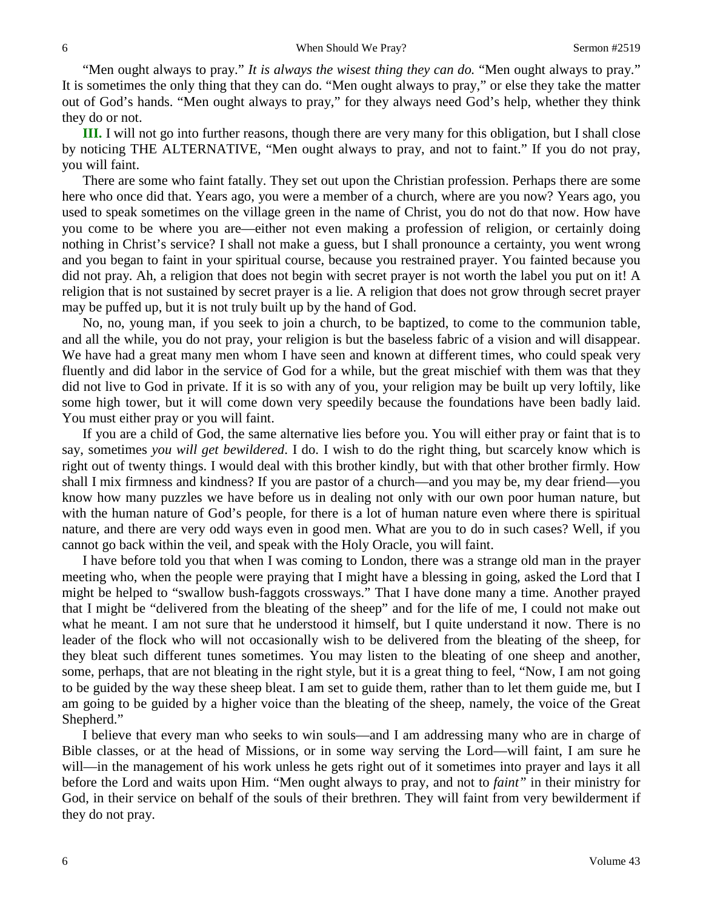"Men ought always to pray." *It is always the wisest thing they can do.* "Men ought always to pray." It is sometimes the only thing that they can do. "Men ought always to pray," or else they take the matter out of God's hands. "Men ought always to pray," for they always need God's help, whether they think they do or not.

**III.** I will not go into further reasons, though there are very many for this obligation, but I shall close by noticing THE ALTERNATIVE, "Men ought always to pray, and not to faint." If you do not pray, you will faint.

There are some who faint fatally. They set out upon the Christian profession. Perhaps there are some here who once did that. Years ago, you were a member of a church, where are you now? Years ago, you used to speak sometimes on the village green in the name of Christ, you do not do that now. How have you come to be where you are—either not even making a profession of religion, or certainly doing nothing in Christ's service? I shall not make a guess, but I shall pronounce a certainty, you went wrong and you began to faint in your spiritual course, because you restrained prayer. You fainted because you did not pray. Ah, a religion that does not begin with secret prayer is not worth the label you put on it! A religion that is not sustained by secret prayer is a lie. A religion that does not grow through secret prayer may be puffed up, but it is not truly built up by the hand of God.

No, no, young man, if you seek to join a church, to be baptized, to come to the communion table, and all the while, you do not pray, your religion is but the baseless fabric of a vision and will disappear. We have had a great many men whom I have seen and known at different times, who could speak very fluently and did labor in the service of God for a while, but the great mischief with them was that they did not live to God in private. If it is so with any of you, your religion may be built up very loftily, like some high tower, but it will come down very speedily because the foundations have been badly laid. You must either pray or you will faint.

If you are a child of God, the same alternative lies before you. You will either pray or faint that is to say, sometimes *you will get bewildered*. I do. I wish to do the right thing, but scarcely know which is right out of twenty things. I would deal with this brother kindly, but with that other brother firmly. How shall I mix firmness and kindness? If you are pastor of a church—and you may be, my dear friend—you know how many puzzles we have before us in dealing not only with our own poor human nature, but with the human nature of God's people, for there is a lot of human nature even where there is spiritual nature, and there are very odd ways even in good men. What are you to do in such cases? Well, if you cannot go back within the veil, and speak with the Holy Oracle, you will faint.

I have before told you that when I was coming to London, there was a strange old man in the prayer meeting who, when the people were praying that I might have a blessing in going, asked the Lord that I might be helped to "swallow bush-faggots crossways." That I have done many a time. Another prayed that I might be "delivered from the bleating of the sheep" and for the life of me, I could not make out what he meant. I am not sure that he understood it himself, but I quite understand it now. There is no leader of the flock who will not occasionally wish to be delivered from the bleating of the sheep, for they bleat such different tunes sometimes. You may listen to the bleating of one sheep and another, some, perhaps, that are not bleating in the right style, but it is a great thing to feel, "Now, I am not going to be guided by the way these sheep bleat. I am set to guide them, rather than to let them guide me, but I am going to be guided by a higher voice than the bleating of the sheep, namely, the voice of the Great Shepherd."

I believe that every man who seeks to win souls—and I am addressing many who are in charge of Bible classes, or at the head of Missions, or in some way serving the Lord—will faint, I am sure he will—in the management of his work unless he gets right out of it sometimes into prayer and lays it all before the Lord and waits upon Him. "Men ought always to pray, and not to *faint"* in their ministry for God, in their service on behalf of the souls of their brethren. They will faint from very bewilderment if they do not pray.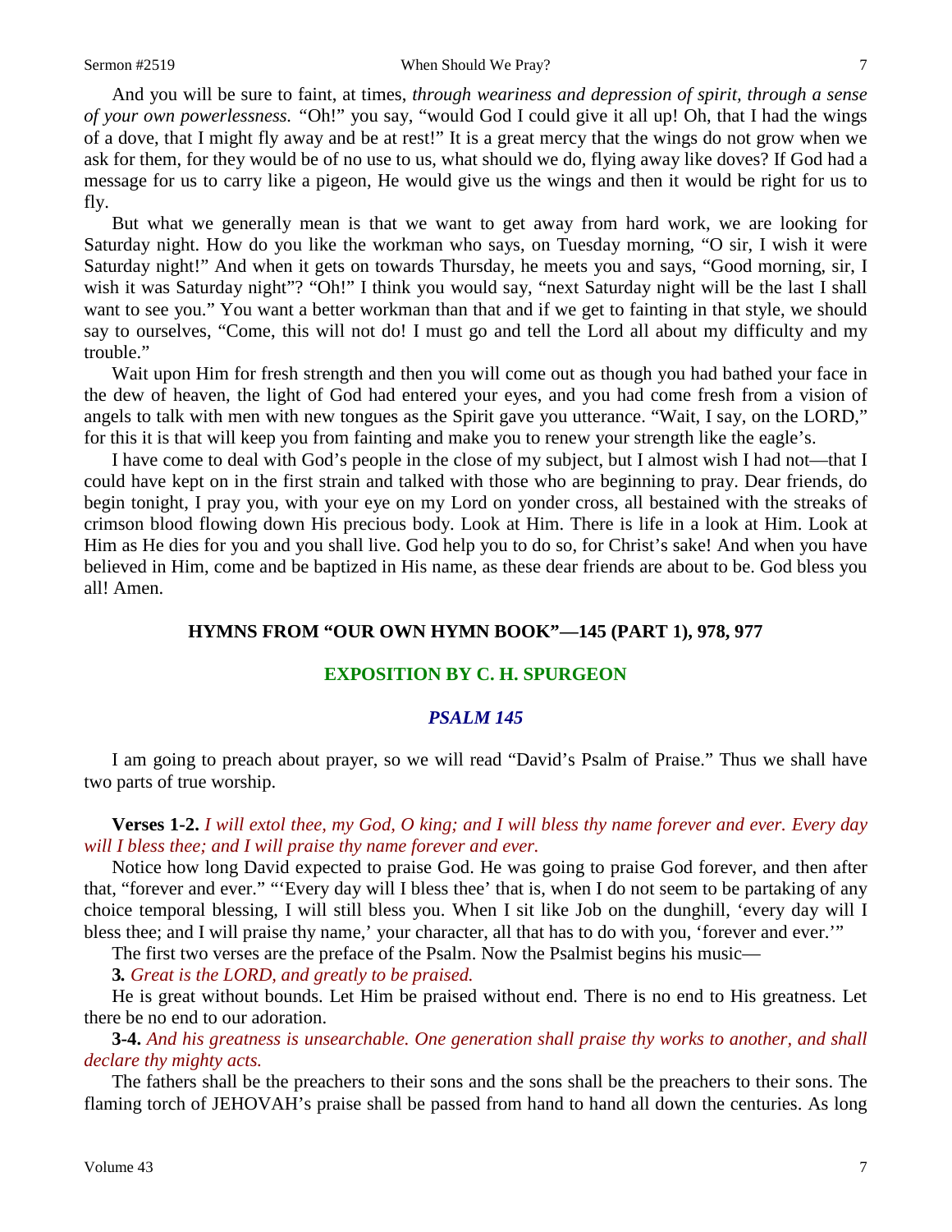And you will be sure to faint, at times, *through weariness and depression of spirit, through a sense of your own powerlessness.* "Oh!" you say, "would God I could give it all up! Oh, that I had the wings of a dove, that I might fly away and be at rest!" It is a great mercy that the wings do not grow when we ask for them, for they would be of no use to us, what should we do, flying away like doves? If God had a message for us to carry like a pigeon, He would give us the wings and then it would be right for us to fly.

But what we generally mean is that we want to get away from hard work, we are looking for Saturday night. How do you like the workman who says, on Tuesday morning, "O sir, I wish it were Saturday night!" And when it gets on towards Thursday, he meets you and says, "Good morning, sir, I wish it was Saturday night"? "Oh!" I think you would say, "next Saturday night will be the last I shall want to see you." You want a better workman than that and if we get to fainting in that style, we should say to ourselves, "Come, this will not do! I must go and tell the Lord all about my difficulty and my trouble."

Wait upon Him for fresh strength and then you will come out as though you had bathed your face in the dew of heaven, the light of God had entered your eyes, and you had come fresh from a vision of angels to talk with men with new tongues as the Spirit gave you utterance. "Wait, I say, on the LORD," for this it is that will keep you from fainting and make you to renew your strength like the eagle's.

I have come to deal with God's people in the close of my subject, but I almost wish I had not—that I could have kept on in the first strain and talked with those who are beginning to pray. Dear friends, do begin tonight, I pray you, with your eye on my Lord on yonder cross, all bestained with the streaks of crimson blood flowing down His precious body. Look at Him. There is life in a look at Him. Look at Him as He dies for you and you shall live. God help you to do so, for Christ's sake! And when you have believed in Him, come and be baptized in His name, as these dear friends are about to be. God bless you all! Amen.

**HYMNS FROM "OUR OWN HYMN BOOK"—145 (PART 1), 978, 977**

## EXPOSITION BY C. H. SPURGEON

### *PSALM 145*

I am going to preach about prayer, so we will read "David's Psalm of Praise." Thus we shall have two parts of true worship.

**Verses 1-2.** *I will extol thee, my God, O king; and I will bless thy name forever and ever. Every day will I bless thee; and I will praise thy name forever and ever.*

Notice how long David expected to praise God. He was going to praise God forever, and then after that, "forever and ever." "'Every day will I bless thee' that is, when I do not seem to be partaking of any choice temporal blessing, I will still bless you. When I sit like Job on the dunghill, 'every day will I bless thee; and I will praise thy name,' your character, all that has to do with you, 'forever and ever.'"

The first two verses are the preface of the Psalm. Now the Psalmist begins his music—

**3.** *Great is the LORD, and greatly to be praised.*

He is great without bounds. Let Him be praised without end. There is no end to His greatness. Let there be no end to our adoration.

**3-4.** *And his greatness is unsearchable. One generation shall praise thy works to another, and shall declare thy mighty acts.*

The fathers shall be the preachers to their sons and the sons shall be the preachers to their sons. The flaming torch of JEHOVAH's praise shall be passed from hand to hand all down the centuries. As long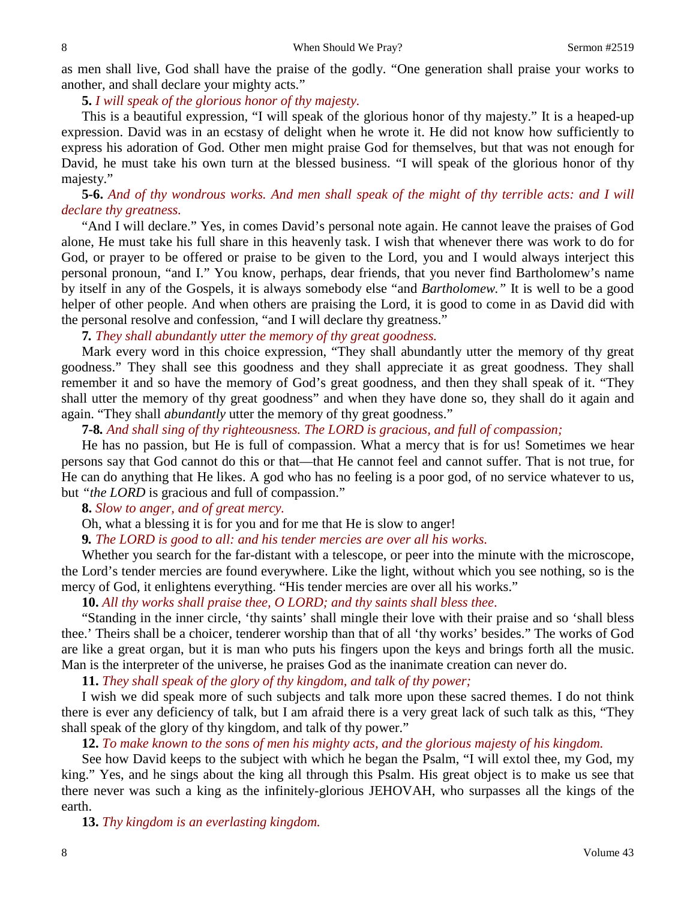as men shall live, God shall have the praise of the godly. "One generation shall praise your works to another, and shall declare your mighty acts."

**5.** *I will speak of the glorious honor of thy majesty.*

This is a beautiful expression, "I will speak of the glorious honor of thy majesty." It is a heaped-up expression. David was in an ecstasy of delight when he wrote it. He did not know how sufficiently to express his adoration of God. Other men might praise God for themselves, but that was not enough for David, he must take his own turn at the blessed business. "I will speak of the glorious honor of thy majesty."

**5-6.** *And of thy wondrous works. And men shall speak of the might of thy terrible acts: and I will declare thy greatness.*

"And I will declare." Yes, in comes David's personal note again. He cannot leave the praises of God alone, He must take his full share in this heavenly task. I wish that whenever there was work to do for God, or prayer to be offered or praise to be given to the Lord, you and I would always interject this personal pronoun, "and I." You know, perhaps, dear friends, that you never find Bartholomew's name by itself in any of the Gospels, it is always somebody else "and *Bartholomew."* It is well to be a good helper of other people. And when others are praising the Lord, it is good to come in as David did with the personal resolve and confession, "and I will declare thy greatness."

**7.** *They shall abundantly utter the memory of thy great goodness.*

Mark every word in this choice expression, "They shall abundantly utter the memory of thy great goodness." They shall see this goodness and they shall appreciate it as great goodness. They shall remember it and so have the memory of God's great goodness, and then they shall speak of it. "They shall utter the memory of thy great goodness" and when they have done so, they shall do it again and again. "They shall *abundantly* utter the memory of thy great goodness."

**7-8.** *And shall sing of thy righteousness. The LORD is gracious, and full of compassion;*

He has no passion, but He is full of compassion. What a mercy that is for us! Sometimes we hear persons say that God cannot do this or that—that He cannot feel and cannot suffer. That is not true, for He can do anything that He likes. A god who has no feeling is a poor god, of no service whatever to us, but *"the LORD* is gracious and full of compassion."

**8.** *Slow to anger, and of great mercy.*

Oh, what a blessing it is for you and for me that He is slow to anger!

**9.** *The LORD is good to all: and his tender mercies are over all his works.*

Whether you search for the far-distant with a telescope, or peer into the minute with the microscope, the Lord's tender mercies are found everywhere. Like the light, without which you see nothing, so is the mercy of God, it enlightens everything. "His tender mercies are over all his works."

**10.** *All thy works shall praise thee, O LORD; and thy saints shall bless thee.*

"Standing in the inner circle, 'thy saints' shall mingle their love with their praise and so 'shall bless thee.' Theirs shall be a choicer, tenderer worship than that of all 'thy works' besides." The works of God are like a great organ, but it is man who puts his fingers upon the keys and brings forth all the music. Man is the interpreter of the universe, he praises God as the inanimate creation can never do.

**11.** *They shall speak of the glory of thy kingdom, and talk of thy power;*

I wish we did speak more of such subjects and talk more upon these sacred themes. I do not think there is ever any deficiency of talk, but I am afraid there is a very great lack of such talk as this, "They shall speak of the glory of thy kingdom, and talk of thy power."

**12.** *To make known to the sons of men his mighty acts, and the glorious majesty of his kingdom.*

See how David keeps to the subject with which he began the Psalm, "I will extol thee, my God, my king." Yes, and he sings about the king all through this Psalm. His great object is to make us see that there never was such a king as the infinitely-glorious JEHOVAH, who surpasses all the kings of the earth.

**13.** *Thy kingdom is an everlasting kingdom.*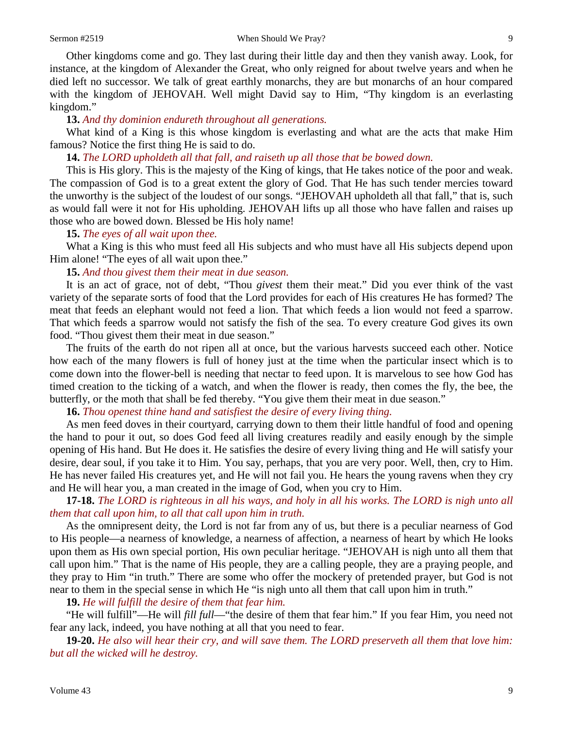Other kingdoms come and go. They last during their little day and then they vanish away. Look, for instance, at the kingdom of Alexander the Great, who only reigned for about twelve years and when he died left no successor. We talk of great earthly monarchs, they are but monarchs of an hour compared with the kingdom of JEHOVAH. Well might David say to Him, "Thy kingdom is an everlasting kingdom."

**13.** *And thy dominion endureth throughout all generations.*

What kind of a King is this whose kingdom is everlasting and what are the acts that make Him famous? Notice the first thing He is said to do.

**14.** *The LORD upholdeth all that fall, and raiseth up all those that be bowed down.*

This is His glory. This is the majesty of the King of kings, that He takes notice of the poor and weak. The compassion of God is to a great extent the glory of God. That He has such tender mercies toward the unworthy is the subject of the loudest of our songs. "JEHOVAH upholdeth all that fall," that is, such as would fall were it not for His upholding. JEHOVAH lifts up all those who have fallen and raises up those who are bowed down. Blessed be His holy name!

**15.** *The eyes of all wait upon thee.*

What a King is this who must feed all His subjects and who must have all His subjects depend upon Him alone! "The eyes of all wait upon thee."

**15.** *And thou givest them their meat in due season.*

It is an act of grace, not of debt, "Thou *givest* them their meat." Did you ever think of the vast variety of the separate sorts of food that the Lord provides for each of His creatures He has formed? The meat that feeds an elephant would not feed a lion. That which feeds a lion would not feed a sparrow. That which feeds a sparrow would not satisfy the fish of the sea. To every creature God gives its own food. "Thou givest them their meat in due season."

The fruits of the earth do not ripen all at once, but the various harvests succeed each other. Notice how each of the many flowers is full of honey just at the time when the particular insect which is to come down into the flower-bell is needing that nectar to feed upon. It is marvelous to see how God has timed creation to the ticking of a watch, and when the flower is ready, then comes the fly, the bee, the butterfly, or the moth that shall be fed thereby. "You give them their meat in due season."

**16.** *Thou openest thine hand and satisfiest the desire of every living thing.*

As men feed doves in their courtyard, carrying down to them their little handful of food and opening the hand to pour it out, so does God feed all living creatures readily and easily enough by the simple opening of His hand. But He does it. He satisfies the desire of every living thing and He will satisfy your desire, dear soul, if you take it to Him. You say, perhaps, that you are very poor. Well, then, cry to Him. He has never failed His creatures yet, and He will not fail you. He hears the young ravens when they cry and He will hear you, a man created in the image of God, when you cry to Him.

**17-18.** *The LORD is righteous in all his ways, and holy in all his works. The LORD is nigh unto all them that call upon him, to all that call upon him in truth.*

As the omnipresent deity, the Lord is not far from any of us, but there is a peculiar nearness of God to His people—a nearness of knowledge, a nearness of affection, a nearness of heart by which He looks upon them as His own special portion, His own peculiar heritage. "JEHOVAH is nigh unto all them that call upon him." That is the name of His people, they are a calling people, they are a praying people, and they pray to Him "in truth." There are some who offer the mockery of pretended prayer, but God is not near to them in the special sense in which He "is nigh unto all them that call upon him in truth."

**19.** *He will fulfill the desire of them that fear him.*

"He will fulfill"—He will *fill full*—"the desire of them that fear him." If you fear Him, you need not fear any lack, indeed, you have nothing at all that you need to fear.

**19-20.** *He also will hear their cry, and will save them. The LORD preserveth all them that love him: but all the wicked will he destroy.*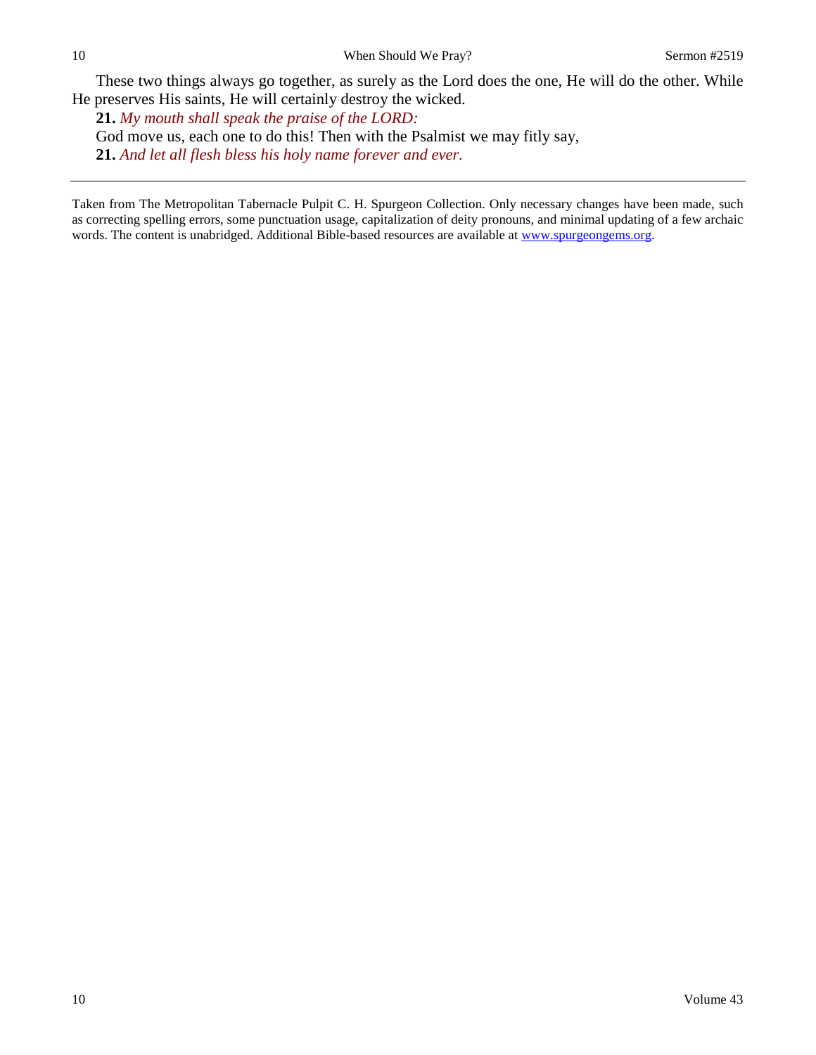These two things always go together, as surely as the Lord does the one, He will do the other. While He preserves His saints, He will certainly destroy the wicked.

**21.** *My mouth shall speak the praise of the LORD:*

God move us, each one to do this! Then with the Psalmist we may fitly say,

**21.** *And let all flesh bless his holy name forever and ever.*

---

Taken from The Metropolitan Tabernacle Pulpit C. H. Spurgeon Collection. Only necessary changes have been made, such as correcting spelling errors, some punctuation usage, capitalization of deity pronouns, and minimal updating of a few archaic words. The content is unabridged. Additional Bible-based resources are available at [www.spurgeongems.org](http://www.spurgeongems.org).